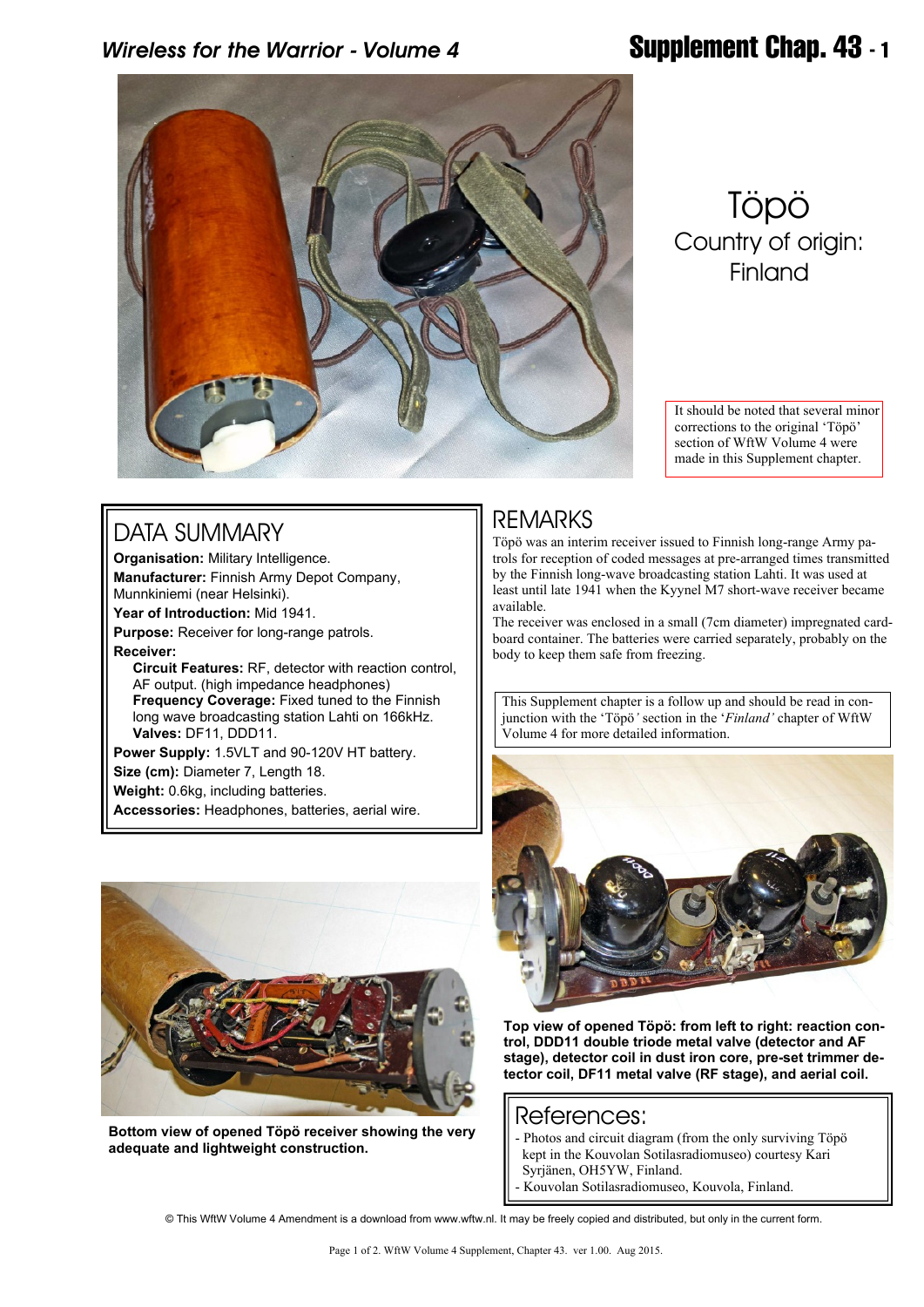# Töpö

Country of origin: Finland

It should be noted that several minor corrections to the original 'Töpö' section of WftW Volume 4 were made in this Supplement chapter.

## DATA SUMMARY

**Organisation:** Military Intelligence.
**Manufacturer:** Finnish Army Depot Company, Munnkiniemi (near Helsinki).
**Year of Introduction:** Mid 1941.
**Purpose:** Receiver for long-range patrols.
**Receiver:**
- **Circuit Features:** RF, detector with reaction control, AF output. (high impedance headphones)
- **Frequency Coverage:** Fixed tuned to the Finnish long wave broadcasting station Lahti on 166kHz.
- **Valves:** DF11, DDD11.

**Power Supply:** 1.5VLT and 90-120V HT battery.
**Size (cm):** Diameter 7, Length 18.
**Weight:** 0.6kg, including batteries.
**Accessories:** Headphones, batteries, aerial wire.

## REMARKS

Töpö was an interim receiver issued to Finnish long-range Army patrols for reception of coded messages at pre-arranged times transmitted by the Finnish long-wave broadcasting station Lahti. It was used at least until late 1941 when the Kyynel M7 short-wave receiver became available.
The receiver was enclosed in a small (7cm diameter) impregnated cardboard container. The batteries were carried separately, probably on the body to keep them safe from freezing.

This Supplement chapter is a follow up and should be read in conjunction with the 'Töpö' section in the '*Finland'* chapter of WftW Volume 4 for more detailed information.

**Bottom view of opened Töpö receiver showing the very adequate and lightweight construction.**

**Top view of opened Töpö: from left to right: reaction control, DDD11 double triode metal valve (detector and AF stage), detector coil in dust iron core, pre-set trimmer detector coil, DF11 metal valve (RF stage), and aerial coil.**

## References:

- Photos and circuit diagram (from the only surviving Töpö kept in the Kouvolan Sotilasradiomuseo) courtesy Kari Syrjänen, OH5YW, Finland.
- Kouvolan Sotilasradiomuseo, Kouvola, Finland.

© This WftW Volume 4 Amendment is a download from www.wftw.nl. It may be freely copied and distributed, but only in the current form.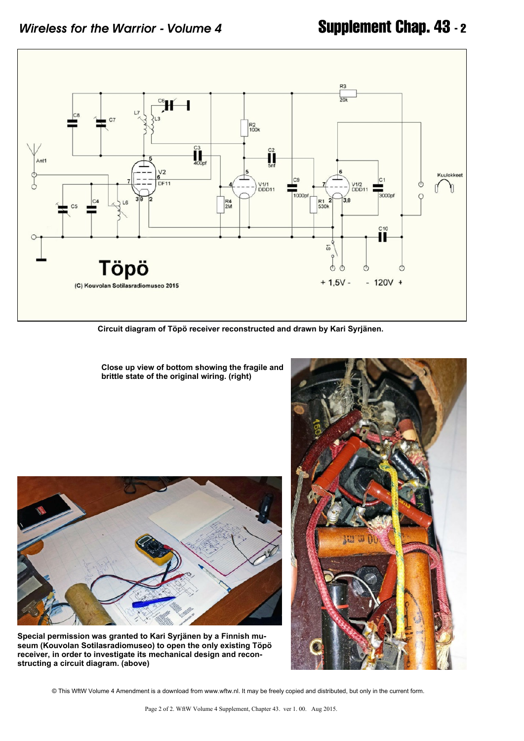Circuit diagram of Töpö receiver reconstructed and drawn by Kari Syrjänen.

Close up view of bottom showing the fragile and brittle state of the original wiring. (right)

Special permission was granted to Kari Syrjänen by a Finnish museum (Kouvolan Sotilasradiomuseo) to open the only existing Töpö receiver, in order to investigate its mechanical design and reconstructing a circuit diagram. (above)

© This WftW Volume 4 Amendment is a download from www.wftw.nl. It may be freely copied and distributed, but only in the current form.